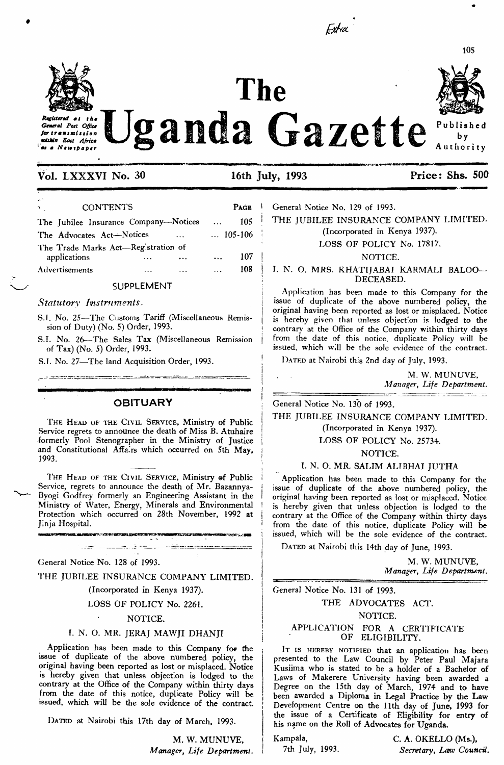# The Uganda Gazette

Registered at the General Post Office for transmission within East Africa as a Newspaper

Published by Authority

**Vol. LXXXVI No. 30** — **16th July, 1993** — **Price: Shs. 500**

| CONTENTS | PAGE |
|---|---|
| The Jubilee Insurance Company—Notices ... | 105 |
| The Advocates Act—Notices ... | ... 105-106 |
| The Trade Marks Act—Registration of applications ... ... | 107 |
| Advertisements ... ... ... | 108 |

SUPPLEMENT

*Statutory Instruments.*

S.I. No. 25—The Customs Tariff (Miscellaneous Remission of Duty) (No. 5) Order, 1993.

S.I. No. 26—The Sales Tax (Miscellaneous Remission of Tax) (No. 5) Order, 1993.

S.I. No. 27—The land Acquisition Order, 1993.

## OBITUARY

THE HEAD OF THE CIVIL SERVICE, Ministry of Public Service regrets to announce the death of Miss B. Atuhaire formerly Pool Stenographer in the Ministry of Justice and Constitutional Affairs which occurred on 5th May, 1993.

THE HEAD OF THE CIVIL SERVICE, Ministry of Public Service, regrets to announce the death of Mr. Bazannya-Byogi Godfrey formerly an Engineering Assistant in the Ministry of Water, Energy, Minerals and Environmental Protection which occurred on 28th November, 1992 at Jinja Hospital.

General Notice No. 128 of 1993.

THE JUBILEE INSURANCE COMPANY LIMITED.

(Incorporated in Kenya 1937).

LOSS OF POLICY No. 2261.

NOTICE.

I. N. O. MR. JERAJ MAWJI DHANJI

Application has been made to this Company for the issue of duplicate of the above numbered policy, the original having been reported as lost or misplaced. Notice is hereby given that unless objection is lodged to the contrary at the Office of the Company within thirty days from the date of this notice, duplicate Policy will be issued, which will be the sole evidence of the contract.

DATED at Nairobi this 17th day of March, 1993.

M. W. MUNUVE,
*Manager, Life Department.*

General Notice No. 129 of 1993.

THE JUBILEE INSURANCE COMPANY LIMITED.

(Incorporated in Kenya 1937).

LOSS OF POLICY No. 17817.

NOTICE.

I. N. O. MRS. KHATIJABAI KARMALI BALOO—DECEASED.

Application has been made to this Company for the issue of duplicate of the above numbered policy, the original having been reported as lost or misplaced. Notice is hereby given that unless objection is lodged to the contrary at the Office of the Company within thirty days from the date of this notice, duplicate Policy will be issued, which will be the sole evidence of the contract.

DATED at Nairobi this 2nd day of July, 1993.

M. W. MUNUVE,
*Manager, Life Department.*

General Notice No. 130 of 1993.

THE JUBILEE INSURANCE COMPANY LIMITED.

(Incorporated in Kenya 1937).

LOSS OF POLICY No. 25734.

NOTICE.

I. N. O. MR. SALIM ALIBHAI JUTHA

Application has been made to this Company for the issue of duplicate of the above numbered policy, the original having been reported as lost or misplaced. Notice is hereby given that unless objection is lodged to the contrary at the Office of the Company within thirty days from the date of this notice, duplicate Policy will be issued, which will be the sole evidence of the contract.

DATED at Nairobi this 14th day of June, 1993.

M. W. MUNUVE,
*Manager, Life Department.*

General Notice No. 131 of 1993.

THE ADVOCATES ACT.

NOTICE.

APPLICATION FOR A CERTIFICATE OF ELIGIBILITY.

IT IS HEREBY NOTIFIED that an application has been presented to the Law Council by Peter Paul Majara Kusiima who is stated to be a holder of a Bachelor of Laws of Makerere University having been awarded a Degree on the 15th day of March, 1974 and to have been awarded a Diploma in Legal Practice by the Law Development Centre on the 11th day of June, 1993 for the issue of a Certificate of Eligibility for entry of his name on the Roll of Advocates for Uganda.

Kampala,
7th July, 1993.

C. A. OKELLO (Ms.),
*Secretary, Law Council.*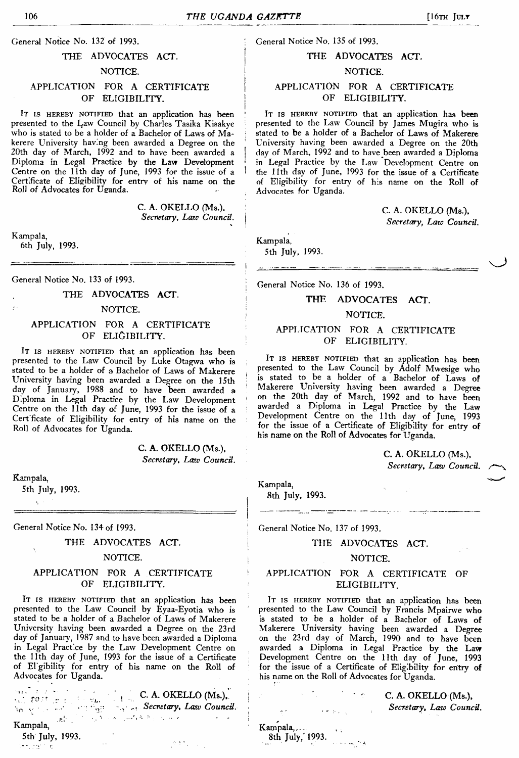General Notice No. 132 of 1993.

THE ADVOCATES ACT.

NOTICE.

APPLICATION FOR A CERTIFICATE OF ELIGIBILITY.

IT IS HEREBY NOTIFIED that an application has been presented to the Law Council by Charles Tasika Kisakye who is stated to be a holder of a Bachelor of Laws of Makerere University having been awarded a Degree on the 20th day of March, 1992 and to have been awarded a Diploma in Legal Practice by the Law Development Centre on the 11th day of June, 1993 for the issue of a Certificate of Eligibility for entry of his name on the Roll of Advocates for Uganda.

C. A. OKELLO (Ms.),
*Secretary, Law Council.*

Kampala,
6th July, 1993.

---

General Notice No. 133 of 1993.

THE ADVOCATES ACT.

NOTICE.

APPLICATION FOR A CERTIFICATE OF ELIGIBILITY.

IT IS HEREBY NOTIFIED that an application has been presented to the Law Council by Luke Otagwa who is stated to be a holder of a Bachelor of Laws of Makerere University having been awarded a Degree on the 15th day of January, 1988 and to have been awarded a Diploma in Legal Practice by the Law Development Centre on the 11th day of June, 1993 for the issue of a Certificate of Eligibility for entry of his name on the Roll of Advocates for Uganda.

C. A. OKELLO (Ms.),
*Secretary, Law Council.*

Kampala,
5th July, 1993.

---

General Notice No. 134 of 1993.

THE ADVOCATES ACT.

NOTICE.

APPLICATION FOR A CERTIFICATE OF ELIGIBILITY.

IT IS HEREBY NOTIFIED that an application has been presented to the Law Council by Eyaa-Eyotia who is stated to be a holder of a Bachelor of Laws of Makerere University having been awarded a Degree on the 23rd day of January, 1987 and to have been awarded a Diploma in Legal Practice by the Law Development Centre on the 11th day of June, 1993 for the issue of a Certificate of Eligibility for entry of his name on the Roll of Advocates for Uganda.

C. A. OKELLO (Ms.),
*Secretary, Law Council.*

Kampala,
5th July, 1993.

---

General Notice No. 135 of 1993.

THE ADVOCATES ACT.

NOTICE.

APPLICATION FOR A CERTIFICATE OF ELIGIBILITY.

IT IS HEREBY NOTIFIED that an application has been presented to the Law Council by James Mugira who is stated to be a holder of a Bachelor of Laws of Makerere University having been awarded a Degree on the 20th day of March, 1992 and to have been awarded a Diploma in Legal Practice by the Law Development Centre on the 11th day of June, 1993 for the issue of a Certificate of Eligibility for entry of his name on the Roll of Advocates for Uganda.

C. A. OKELLO (Ms.),
*Secretary, Law Council.*

Kampala,
5th July, 1993.

---

General Notice No. 136 of 1993.

THE ADVOCATES ACT.

NOTICE.

APPLICATION FOR A CERTIFICATE OF ELIGIBILITY.

IT IS HEREBY NOTIFIED that an application has been presented to the Law Council by Adolf Mwesige who is stated to be a holder of a Bachelor of Laws of Makerere University having been awarded a Degree on the 20th day of March, 1992 and to have been awarded a Diploma in Legal Practice by the Law Development Centre on the 11th day of June, 1993 for the issue of a Certificate of Eligibility for entry of his name on the Roll of Advocates for Uganda.

C. A. OKELLO (Ms.),
*Secretary, Law Council.*

Kampala,
8th July, 1993.

---

General Notice No. 137 of 1993.

THE ADVOCATES ACT.

NOTICE.

APPLICATION FOR A CERTIFICATE OF ELIGIBILITY.

IT IS HEREBY NOTIFIED that an application has been presented to the Law Council by Francis Mpairwe who is stated to be a holder of a Bachelor of Laws of Makerere University having been awarded a Degree on the 23rd day of March, 1990 and to have been awarded a Diploma in Legal Practice by the Law Development Centre on the 11th day of June, 1993 for the issue of a Certificate of Eligibility for entry of his name on the Roll of Advocates for Uganda.

C. A. OKELLO (Ms.),
*Secretary, Law Council.*

Kampala,
8th July, 1993.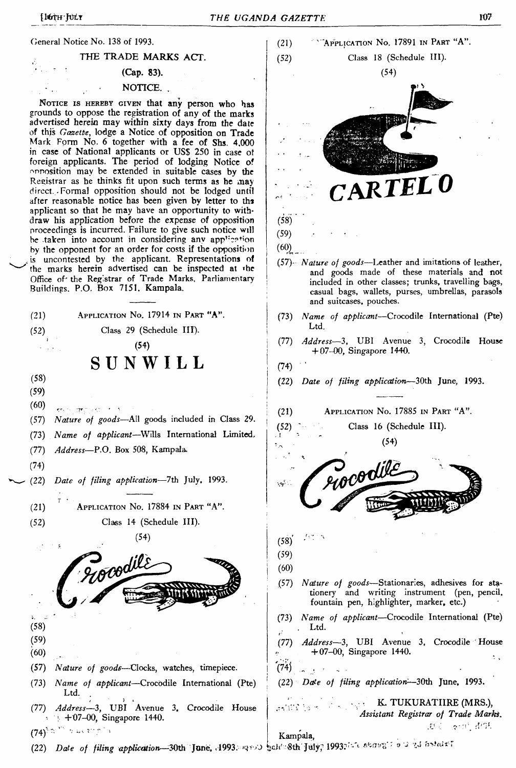General Notice No. 138 of 1993.

## THE TRADE MARKS ACT.

**(Cap. 83).**

NOTICE.

NOTICE IS HEREBY GIVEN that any person who has grounds to oppose the registration of any of the marks advertised herein may within sixty days from the date of this *Gazette*, lodge a Notice of opposition on Trade Mark Form No. 6 together with a fee of Shs. 4,000 in case of National applicants or US$ 250 in case of foreign applicants. The period of lodging Notice of opposition may be extended in suitable cases by the Registrar as he thinks fit upon such terms as he may direct. Formal opposition should not be lodged until after reasonable notice has been given by letter to the applicant so that he may have an opportunity to withdraw his application before the expense of opposition proceedings is incurred. Failure to give such notice will be taken into account in considering any application by the opponent for an order for costs if the opposition is uncontested by the applicant. Representations of the marks herein advertised can be inspected at the Office of the Registrar of Trade Marks, Parliamentary Buildings, P.O. Box 7151, Kampala.

---

(21) APPLICATION No. 17914 IN PART "A".

(52) Class 29 (Schedule III).

(54)

**SUNWILL**

(58)

(59)

(60)

(57) *Nature of goods*—All goods included in Class 29.

(73) *Name of applicant*—Wills International Limited.

(77) *Address*—P.O. Box 508, Kampala.

(74)

(22) *Date of filing application*—7th July, 1993.

---

(21) APPLICATION No. 17884 IN PART "A".

(52) Class 14 (Schedule III).

(54)

Crocodile

(58)

(59)

(60)

(57) *Nature of goods*—Clocks, watches, timepiece.

(73) *Name of applicant*—Crocodile International (Pte) Ltd.

(77) *Address*—3, UBI Avenue 3, Crocodile House +07–00, Singapore 1440.

(74)

(22) *Date of filing application*—30th June, 1993.

---

(21) APPLICATION No. 17891 IN PART "A".

(52) Class 18 (Schedule III).

(54)

CARTELO

(58)

(59)

(60)

(57) *Nature of goods*—Leather and imitations of leather, and goods made of these materials and not included in other classes; trunks, travelling bags, casual bags, wallets, purses, umbrellas, parasols and suitcases, pouches.

(73) *Name of applicant*—Crocodile International (Pte) Ltd.

(77) *Address*—3, UBI Avenue 3, Crocodile House +07–00, Singapore 1440.

(74)

(22) *Date of filing application*—30th June, 1993.

---

(21) APPLICATION No. 17885 IN PART "A".

(52) Class 16 (Schedule III).

(54)

Crocodile

(58)

(59)

(60)

(57) *Nature of goods*—Stationaries, adhesives for stationery and writing instrument (pen, pencil, fountain pen, highlighter, marker, etc.)

(73) *Name of applicant*—Crocodile International (Pte) Ltd.

(77) *Address*—3, UBI Avenue 3, Crocodile House +07–00, Singapore 1440.

(74)

(22) *Date of filing application*—30th June, 1993.

K. TUKURATIIRE (MRS.),
*Assistant Registrar of Trade Marks.*

Kampala,
8th July, 1993.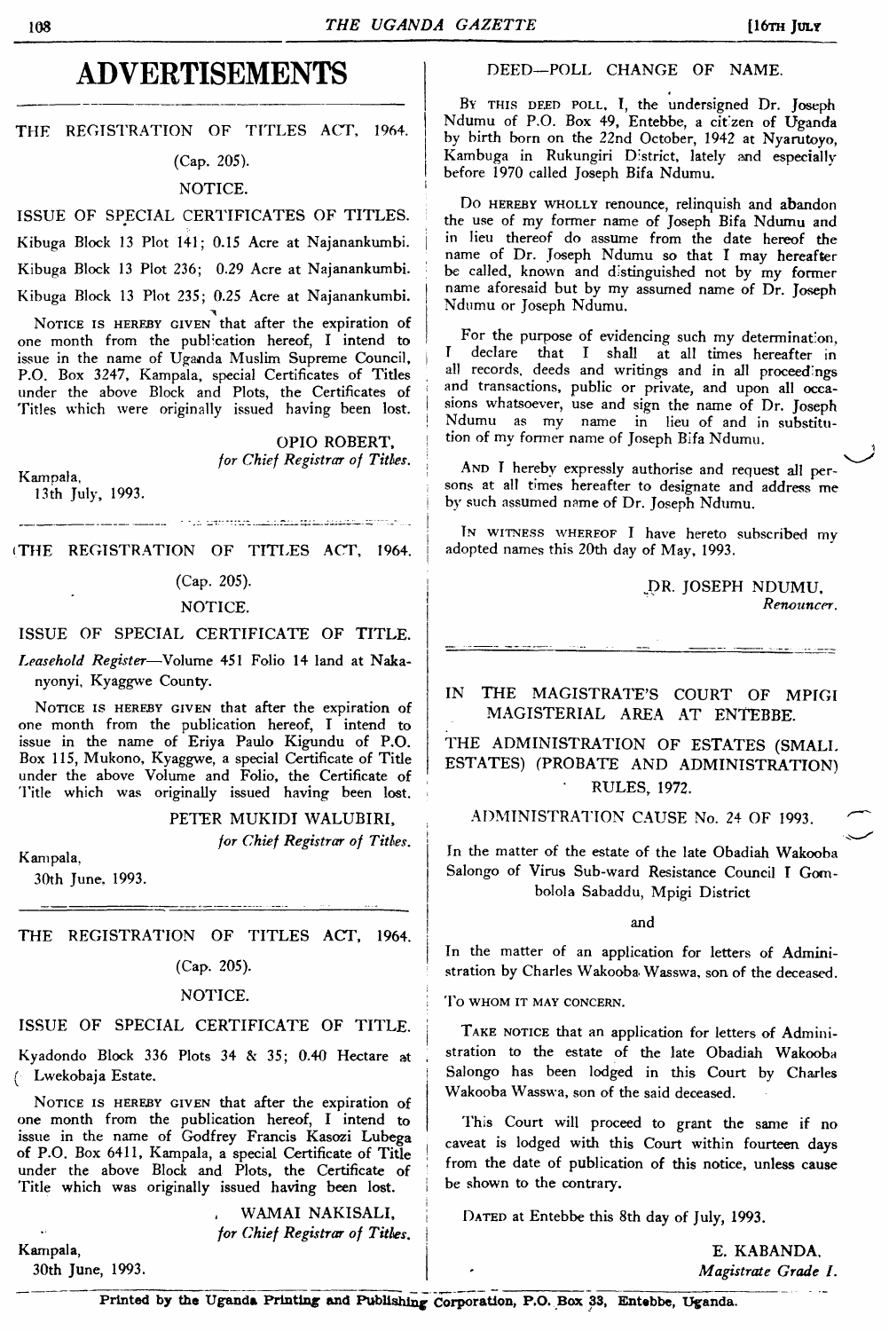# ADVERTISEMENTS

THE REGISTRATION OF TITLES ACT, 1964.

(Cap. 205).

NOTICE.

ISSUE OF SPECIAL CERTIFICATES OF TITLES.

Kibuga Block 13 Plot 141; 0.15 Acre at Najanankumbi.

Kibuga Block 13 Plot 236; 0.29 Acre at Najanankumbi.

Kibuga Block 13 Plot 235; 0.25 Acre at Najanankumbi.

NOTICE IS HEREBY GIVEN that after the expiration of one month from the publication hereof, I intend to issue in the name of Uganda Muslim Supreme Council, P.O. Box 3247, Kampala, special Certificates of Titles under the above Block and Plots, the Certificates of Titles which were originally issued having been lost.

OPIO ROBERT,
*for Chief Registrar of Titles.*

Kampala,
13th July, 1993.

---

THE REGISTRATION OF TITLES ACT, 1964.

(Cap. 205).

NOTICE.

ISSUE OF SPECIAL CERTIFICATE OF TITLE.

*Leasehold Register*—Volume 451 Folio 14 land at Nakanyonyi, Kyaggwe County.

NOTICE IS HEREBY GIVEN that after the expiration of one month from the publication hereof, I intend to issue in the name of Eriya Paulo Kigundu of P.O. Box 115, Mukono, Kyaggwe, a special Certificate of Title under the above Volume and Folio, the Certificate of Title which was originally issued having been lost.

PETER MUKIDI WALUBIRI,
*for Chief Registrar of Titles.*

Kampala,
30th June, 1993.

---

THE REGISTRATION OF TITLES ACT, 1964.

(Cap. 205).

NOTICE.

ISSUE OF SPECIAL CERTIFICATE OF TITLE.

Kyadondo Block 336 Plots 34 & 35; 0.40 Hectare at Lwekobaja Estate.

NOTICE IS HEREBY GIVEN that after the expiration of one month from the publication hereof, I intend to issue in the name of Godfrey Francis Kasozi Lubega of P.O. Box 6411, Kampala, a special Certificate of Title under the above Block and Plots, the Certificate of Title which was originally issued having been lost.

WAMAI NAKISALI,
*for Chief Registrar of Titles.*

Kampala,
30th June, 1993.

---

DEED—POLL CHANGE OF NAME.

BY THIS DEED POLL, I, the undersigned Dr. Joseph Ndumu of P.O. Box 49, Entebbe, a citizen of Uganda by birth born on the 22nd October, 1942 at Nyarutoyo, Kambuga in Rukungiri District, lately and especially before 1970 called Joseph Bifa Ndumu.

DO HEREBY WHOLLY renounce, relinquish and abandon the use of my former name of Joseph Bifa Ndumu and in lieu thereof do assume from the date hereof the name of Dr. Joseph Ndumu so that I may hereafter be called, known and distinguished not by my former name aforesaid but by my assumed name of Dr. Joseph Ndumu or Joseph Ndumu.

For the purpose of evidencing such my determination, I declare that I shall at all times hereafter in all records, deeds and writings and in all proceedings and transactions, public or private, and upon all occasions whatsoever, use and sign the name of Dr. Joseph Ndumu as my name in lieu of and in substitution of my former name of Joseph Bifa Ndumu.

AND I hereby expressly authorise and request all persons at all times hereafter to designate and address me by such assumed name of Dr. Joseph Ndumu.

IN WITNESS WHEREOF I have hereto subscribed my adopted names this 20th day of May, 1993.

DR. JOSEPH NDUMU,
*Renouncer.*

---

IN THE MAGISTRATE'S COURT OF MPIGI MAGISTERIAL AREA AT ENTEBBE.

THE ADMINISTRATION OF ESTATES (SMALL ESTATES) (PROBATE AND ADMINISTRATION) RULES, 1972.

ADMINISTRATION CAUSE No. 24 OF 1993.

In the matter of the estate of the late Obadiah Wakooba Salongo of Virus Sub-ward Resistance Council I Gombolola Sabaddu, Mpigi District

and

In the matter of an application for letters of Administration by Charles Wakooba Wasswa, son of the deceased.

TO WHOM IT MAY CONCERN.

TAKE NOTICE that an application for letters of Administration to the estate of the late Obadiah Wakooba Salongo has been lodged in this Court by Charles Wakooba Wasswa, son of the said deceased.

This Court will proceed to grant the same if no caveat is lodged with this Court within fourteen days from the date of publication of this notice, unless cause be shown to the contrary.

DATED at Entebbe this 8th day of July, 1993.

E. KABANDA,
*Magistrate Grade I.*

Printed by the Uganda Printing and Publishing Corporation, P.O. Box 33, Entebbe, Uganda.